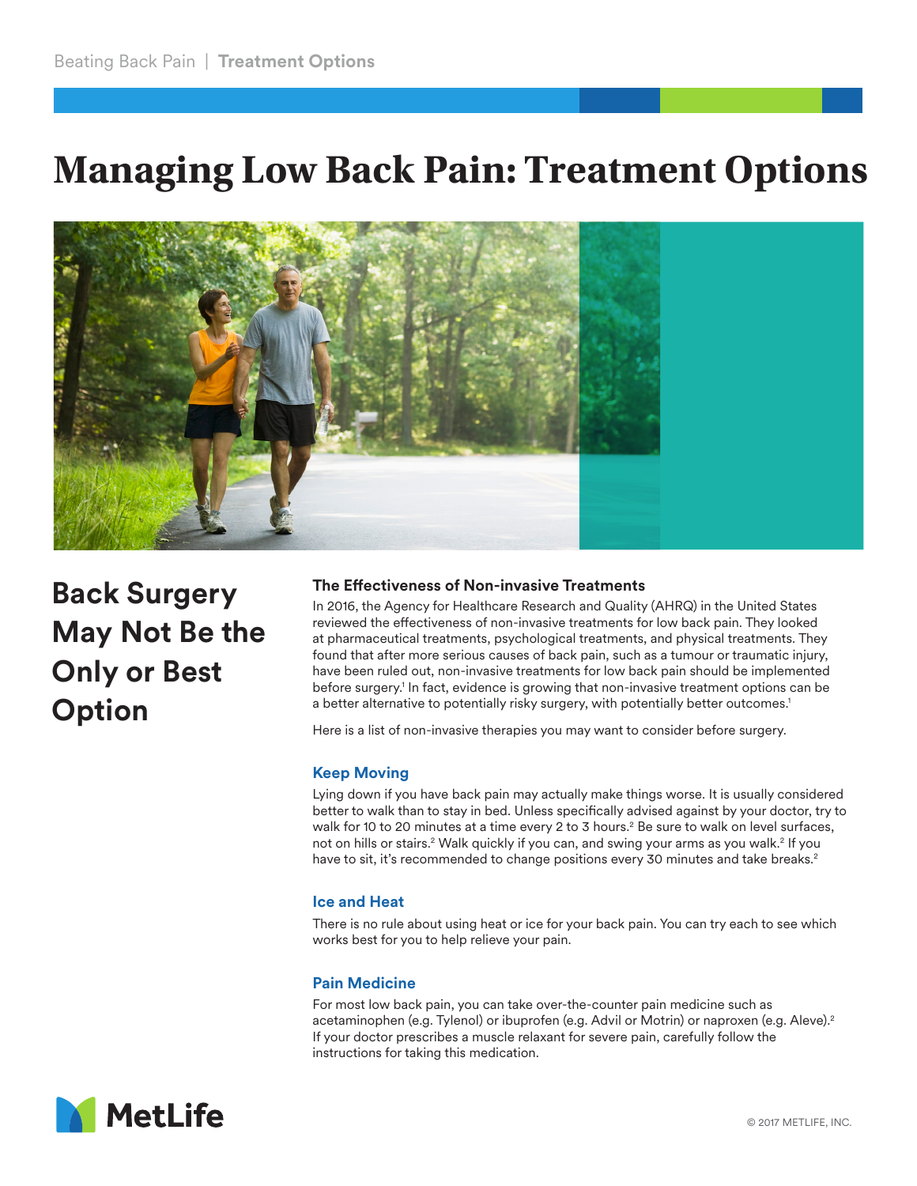# Managing Low Back Pain: Treatment Options

## Back Surgery May Not Be the Only or Best Option

### The Effectiveness of Non-invasive Treatments

In 2016, the Agency for Healthcare Research and Quality (AHRQ) in the United States reviewed the effectiveness of non-invasive treatments for low back pain. They looked at pharmaceutical treatments, psychological treatments, and physical treatments. They found that after more serious causes of back pain, such as a tumour or traumatic injury, have been ruled out, non-invasive treatments for low back pain should be implemented before surgery.[1] In fact, evidence is growing that non-invasive treatment options can be a better alternative to potentially risky surgery, with potentially better outcomes.[1]

Here is a list of non-invasive therapies you may want to consider before surgery.

### Keep Moving

Lying down if you have back pain may actually make things worse. It is usually considered better to walk than to stay in bed. Unless specifically advised against by your doctor, try to walk for 10 to 20 minutes at a time every 2 to 3 hours.[2] Be sure to walk on level surfaces, not on hills or stairs.[2] Walk quickly if you can, and swing your arms as you walk.[2] If you have to sit, it's recommended to change positions every 30 minutes and take breaks.[2]

### Ice and Heat

There is no rule about using heat or ice for your back pain. You can try each to see which works best for you to help relieve your pain.

### Pain Medicine

For most low back pain, you can take over-the-counter pain medicine such as acetaminophen (e.g. Tylenol) or ibuprofen (e.g. Advil or Motrin) or naproxen (e.g. Aleve).[2] If your doctor prescribes a muscle relaxant for severe pain, carefully follow the instructions for taking this medication.

© 2017 METLIFE, INC.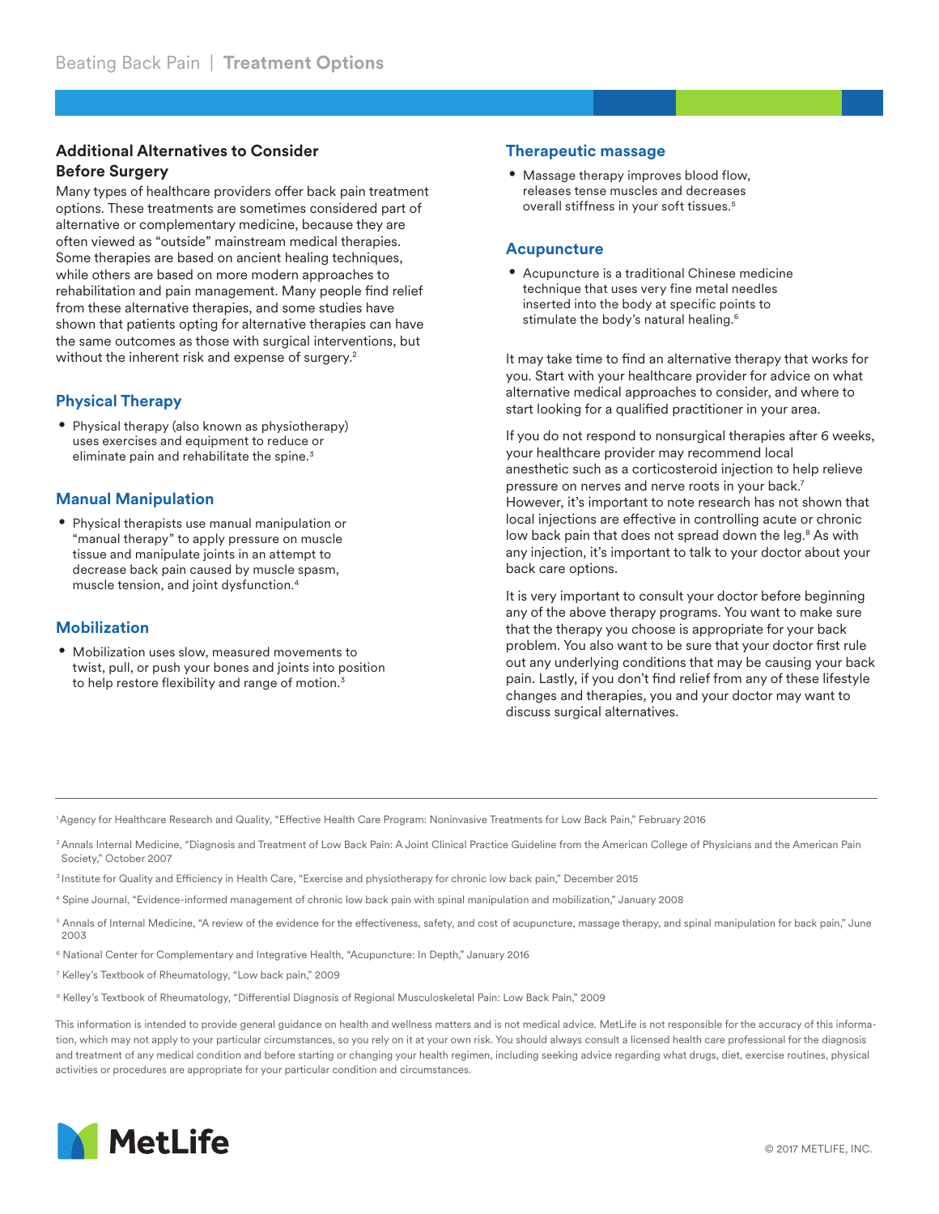## Additional Alternatives to Consider Before Surgery

Many types of healthcare providers offer back pain treatment options. These treatments are sometimes considered part of alternative or complementary medicine, because they are often viewed as "outside" mainstream medical therapies. Some therapies are based on ancient healing techniques, while others are based on more modern approaches to rehabilitation and pain management. Many people find relief from these alternative therapies, and some studies have shown that patients opting for alternative therapies can have the same outcomes as those with surgical interventions, but without the inherent risk and expense of surgery.[2]

### Physical Therapy

- Physical therapy (also known as physiotherapy) uses exercises and equipment to reduce or eliminate pain and rehabilitate the spine.[3]

### Manual Manipulation

- Physical therapists use manual manipulation or "manual therapy" to apply pressure on muscle tissue and manipulate joints in an attempt to decrease back pain caused by muscle spasm, muscle tension, and joint dysfunction.[4]

### Mobilization

- Mobilization uses slow, measured movements to twist, pull, or push your bones and joints into position to help restore flexibility and range of motion.[3]

### Therapeutic massage

- Massage therapy improves blood flow, releases tense muscles and decreases overall stiffness in your soft tissues.[5]

### Acupuncture

- Acupuncture is a traditional Chinese medicine technique that uses very fine metal needles inserted into the body at specific points to stimulate the body's natural healing.[6]

It may take time to find an alternative therapy that works for you. Start with your healthcare provider for advice on what alternative medical approaches to consider, and where to start looking for a qualified practitioner in your area.

If you do not respond to nonsurgical therapies after 6 weeks, your healthcare provider may recommend local anesthetic such as a corticosteroid injection to help relieve pressure on nerves and nerve roots in your back.[7] However, it's important to note research has not shown that local injections are effective in controlling acute or chronic low back pain that does not spread down the leg.[8] As with any injection, it's important to talk to your doctor about your back care options.

It is very important to consult your doctor before beginning any of the above therapy programs. You want to make sure that the therapy you choose is appropriate for your back problem. You also want to be sure that your doctor first rule out any underlying conditions that may be causing your back pain. Lastly, if you don't find relief from any of these lifestyle changes and therapies, you and your doctor may want to discuss surgical alternatives.

---

[1] Agency for Healthcare Research and Quality, "Effective Health Care Program: Noninvasive Treatments for Low Back Pain," February 2016

[2] Annals Internal Medicine, "Diagnosis and Treatment of Low Back Pain: A Joint Clinical Practice Guideline from the American College of Physicians and the American Pain Society," October 2007

[3] Institute for Quality and Efficiency in Health Care, "Exercise and physiotherapy for chronic low back pain," December 2015

[4] Spine Journal, "Evidence-informed management of chronic low back pain with spinal manipulation and mobilization," January 2008

[5] Annals of Internal Medicine, "A review of the evidence for the effectiveness, safety, and cost of acupuncture, massage therapy, and spinal manipulation for back pain," June 2003

[6] National Center for Complementary and Integrative Health, "Acupuncture: In Depth," January 2016

[7] Kelley's Textbook of Rheumatology, "Low back pain," 2009

[8] Kelley's Textbook of Rheumatology, "Differential Diagnosis of Regional Musculoskeletal Pain: Low Back Pain," 2009

This information is intended to provide general guidance on health and wellness matters and is not medical advice. MetLife is not responsible for the accuracy of this information, which may not apply to your particular circumstances, so you rely on it at your own risk. You should always consult a licensed health care professional for the diagnosis and treatment of any medical condition and before starting or changing your health regimen, including seeking advice regarding what drugs, diet, exercise routines, physical activities or procedures are appropriate for your particular condition and circumstances.

MetLife

© 2017 METLIFE, INC.